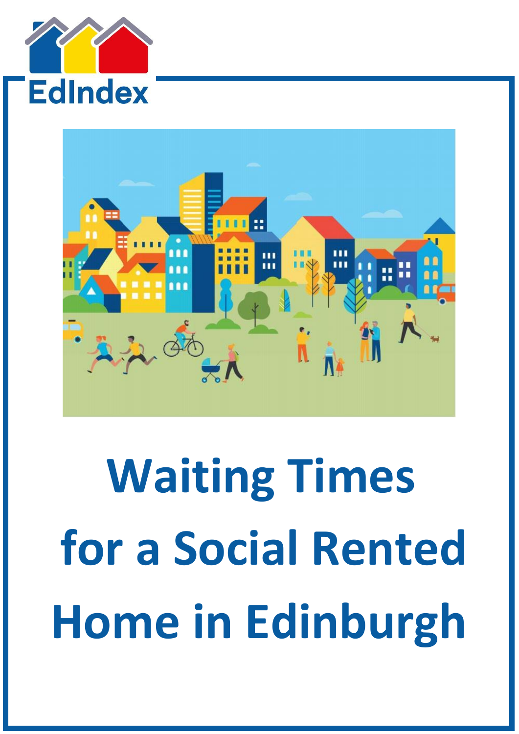EdIndex

# Waiting Times for a Social Rented Home in Edinburgh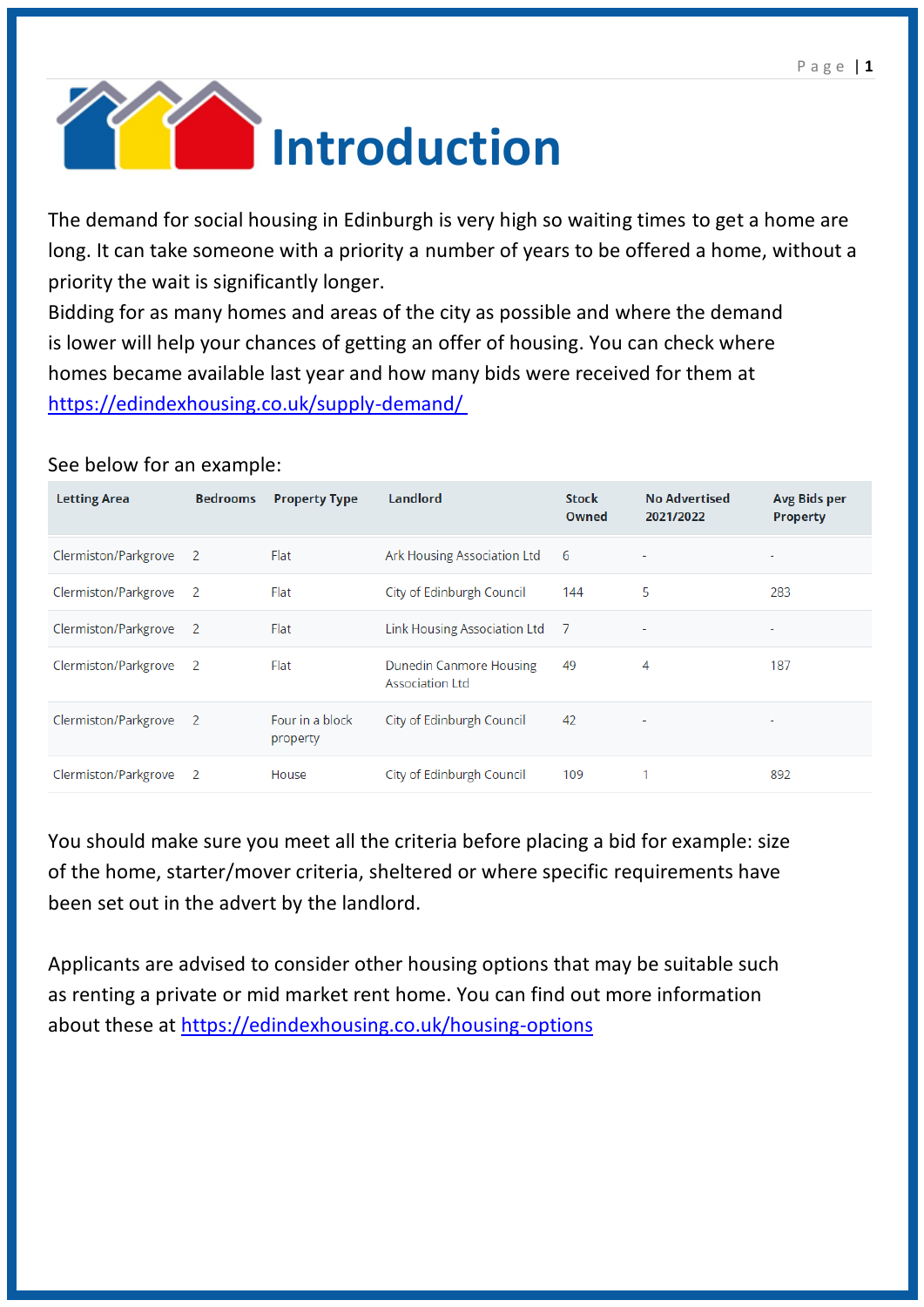# Introduction

The demand for social housing in Edinburgh is very high so waiting times to get a home are long. It can take someone with a priority a number of years to be offered a home, without a priority the wait is significantly longer.

Bidding for as many homes and areas of the city as possible and where the demand is lower will help your chances of getting an offer of housing. You can check where homes became available last year and how many bids were received for them at [https://edindexhousing.co.uk/supply-demand/](https://edindexhousing.co.uk/supply-demand/)

See below for an example:

| Letting Area | Bedrooms | Property Type | Landlord | Stock Owned | No Advertised 2021/2022 | Avg Bids per Property |
|---|---|---|---|---|---|---|
| Clermiston/Parkgrove | 2 | Flat | Ark Housing Association Ltd | 6 | - | - |
| Clermiston/Parkgrove | 2 | Flat | City of Edinburgh Council | 144 | 5 | 283 |
| Clermiston/Parkgrove | 2 | Flat | Link Housing Association Ltd | 7 | - | - |
| Clermiston/Parkgrove | 2 | Flat | Dunedin Canmore Housing Association Ltd | 49 | 4 | 187 |
| Clermiston/Parkgrove | 2 | Four in a block property | City of Edinburgh Council | 42 | - | - |
| Clermiston/Parkgrove | 2 | House | City of Edinburgh Council | 109 | 1 | 892 |

You should make sure you meet all the criteria before placing a bid for example: size of the home, starter/mover criteria, sheltered or where specific requirements have been set out in the advert by the landlord.

Applicants are advised to consider other housing options that may be suitable such as renting a private or mid market rent home. You can find out more information about these at [https://edindexhousing.co.uk/housing-options](https://edindexhousing.co.uk/housing-options)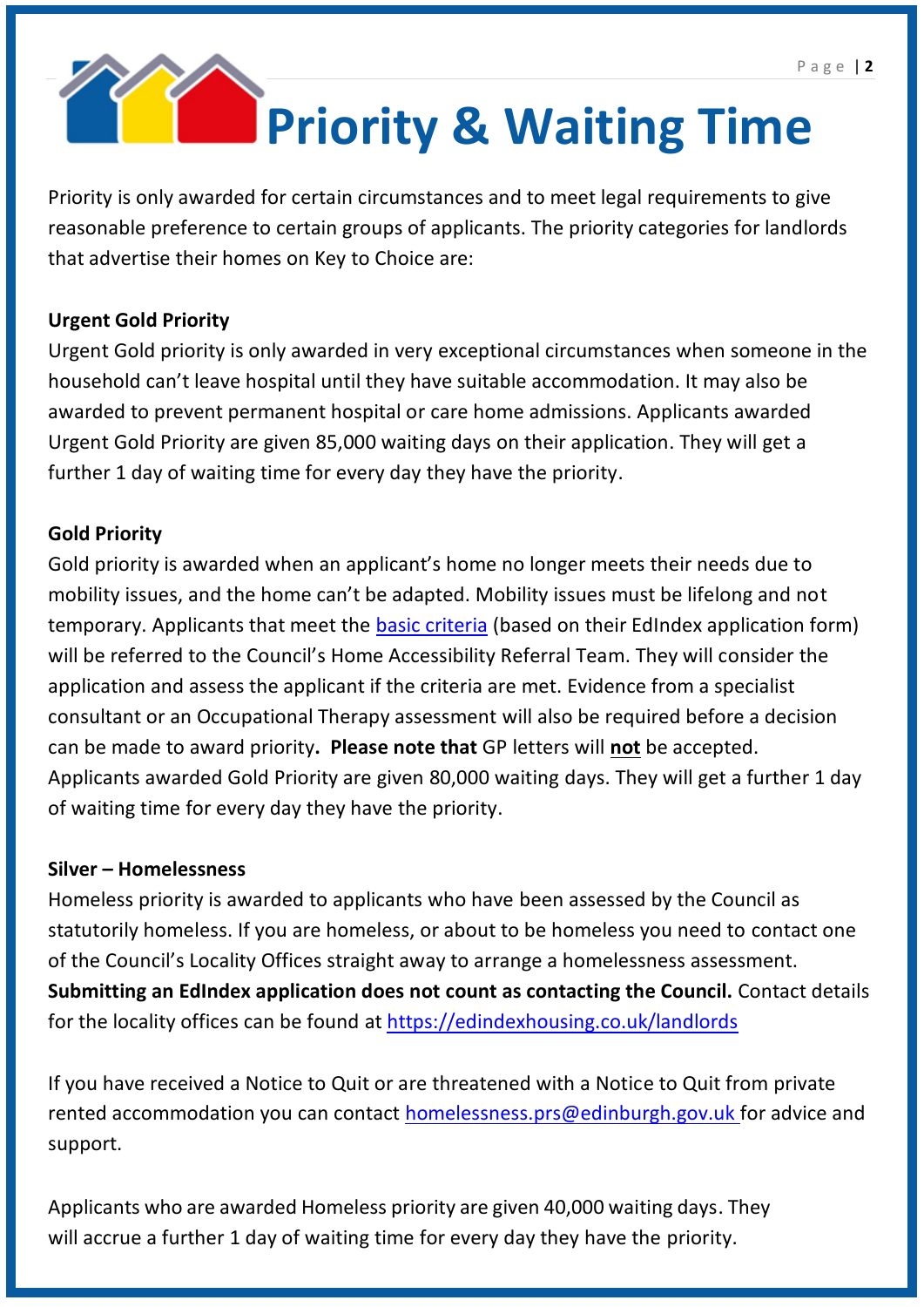# Priority & Waiting Time

Priority is only awarded for certain circumstances and to meet legal requirements to give reasonable preference to certain groups of applicants. The priority categories for landlords that advertise their homes on Key to Choice are:

**Urgent Gold Priority**

Urgent Gold priority is only awarded in very exceptional circumstances when someone in the household can't leave hospital until they have suitable accommodation. It may also be awarded to prevent permanent hospital or care home admissions. Applicants awarded Urgent Gold Priority are given 85,000 waiting days on their application. They will get a further 1 day of waiting time for every day they have the priority.

**Gold Priority**

Gold priority is awarded when an applicant's home no longer meets their needs due to mobility issues, and the home can't be adapted. Mobility issues must be lifelong and not temporary. Applicants that meet the basic criteria (based on their EdIndex application form) will be referred to the Council's Home Accessibility Referral Team. They will consider the application and assess the applicant if the criteria are met. Evidence from a specialist consultant or an Occupational Therapy assessment will also be required before a decision can be made to award priority**. Please note that** GP letters will **not** be accepted. Applicants awarded Gold Priority are given 80,000 waiting days. They will get a further 1 day of waiting time for every day they have the priority.

**Silver – Homelessness**

Homeless priority is awarded to applicants who have been assessed by the Council as statutorily homeless. If you are homeless, or about to be homeless you need to contact one of the Council's Locality Offices straight away to arrange a homelessness assessment. **Submitting an EdIndex application does not count as contacting the Council.** Contact details for the locality offices can be found at https://edindexhousing.co.uk/landlords

If you have received a Notice to Quit or are threatened with a Notice to Quit from private rented accommodation you can contact homelessness.prs@edinburgh.gov.uk for advice and support.

Applicants who are awarded Homeless priority are given 40,000 waiting days. They will accrue a further 1 day of waiting time for every day they have the priority.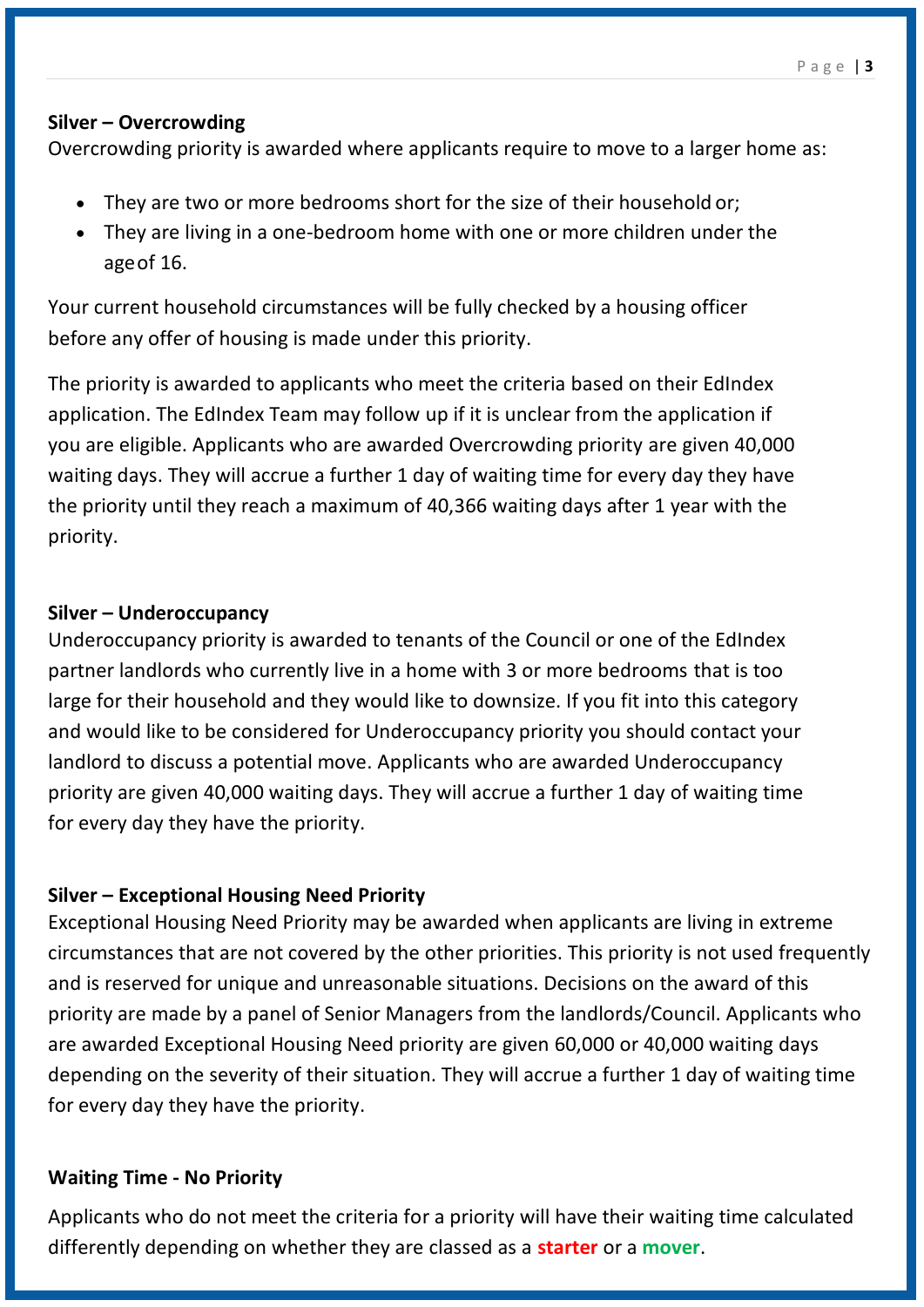**Silver – Overcrowding**

Overcrowding priority is awarded where applicants require to move to a larger home as:

- They are two or more bedrooms short for the size of their household or;
- They are living in a one-bedroom home with one or more children under the age of 16.

Your current household circumstances will be fully checked by a housing officer before any offer of housing is made under this priority.

The priority is awarded to applicants who meet the criteria based on their EdIndex application. The EdIndex Team may follow up if it is unclear from the application if you are eligible. Applicants who are awarded Overcrowding priority are given 40,000 waiting days. They will accrue a further 1 day of waiting time for every day they have the priority until they reach a maximum of 40,366 waiting days after 1 year with the priority.

**Silver – Underoccupancy**

Underoccupancy priority is awarded to tenants of the Council or one of the EdIndex partner landlords who currently live in a home with 3 or more bedrooms that is too large for their household and they would like to downsize. If you fit into this category and would like to be considered for Underoccupancy priority you should contact your landlord to discuss a potential move. Applicants who are awarded Underoccupancy priority are given 40,000 waiting days. They will accrue a further 1 day of waiting time for every day they have the priority.

**Silver – Exceptional Housing Need Priority**

Exceptional Housing Need Priority may be awarded when applicants are living in extreme circumstances that are not covered by the other priorities. This priority is not used frequently and is reserved for unique and unreasonable situations. Decisions on the award of this priority are made by a panel of Senior Managers from the landlords/Council. Applicants who are awarded Exceptional Housing Need priority are given 60,000 or 40,000 waiting days depending on the severity of their situation. They will accrue a further 1 day of waiting time for every day they have the priority.

**Waiting Time - No Priority**

Applicants who do not meet the criteria for a priority will have their waiting time calculated differently depending on whether they are classed as a **starter** or a **mover**.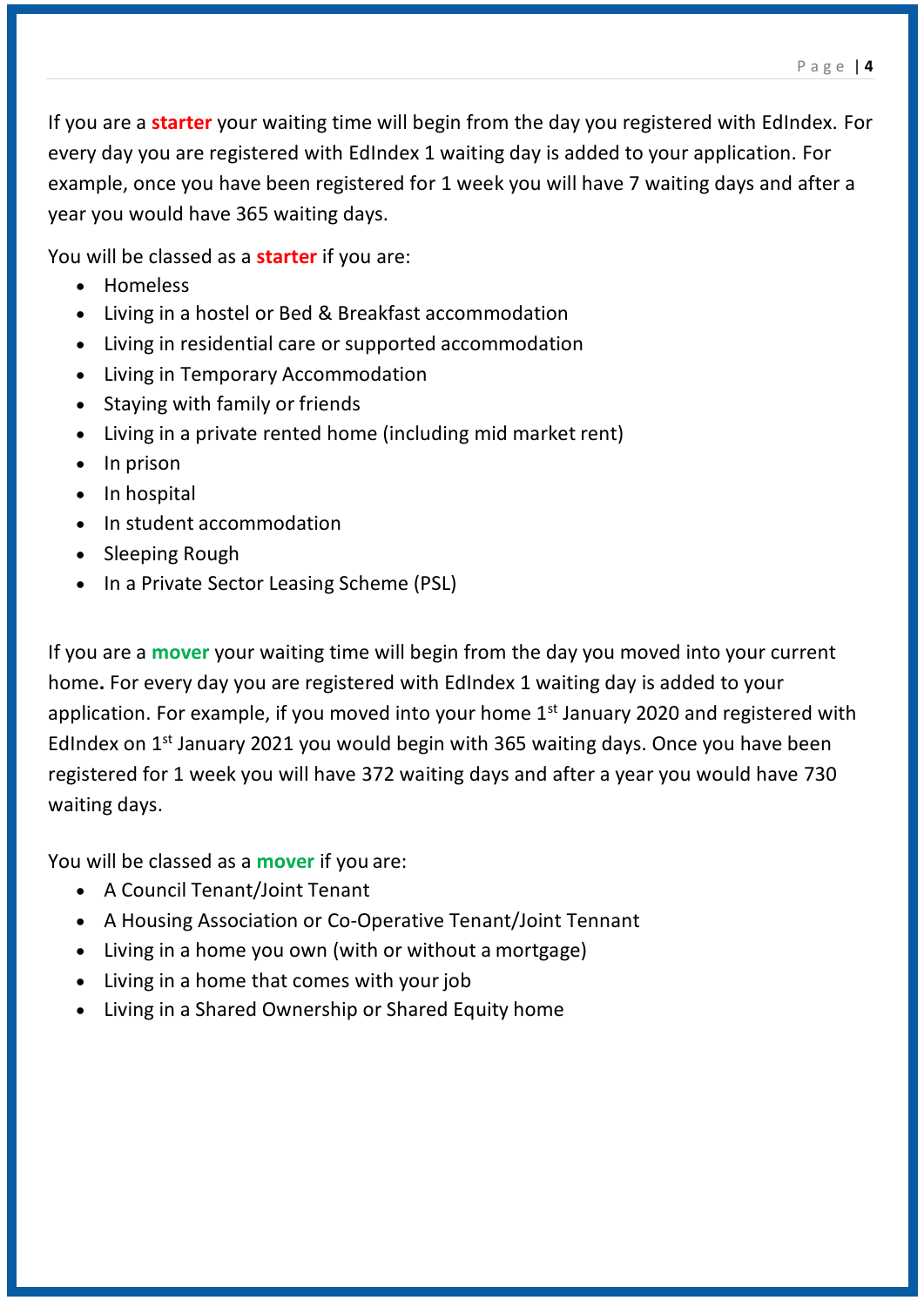If you are a **starter** your waiting time will begin from the day you registered with EdIndex. For every day you are registered with EdIndex 1 waiting day is added to your application. For example, once you have been registered for 1 week you will have 7 waiting days and after a year you would have 365 waiting days.

You will be classed as a **starter** if you are:

- Homeless
- Living in a hostel or Bed & Breakfast accommodation
- Living in residential care or supported accommodation
- Living in Temporary Accommodation
- Staying with family or friends
- Living in a private rented home (including mid market rent)
- In prison
- In hospital
- In student accommodation
- Sleeping Rough
- In a Private Sector Leasing Scheme (PSL)

If you are a **mover** your waiting time will begin from the day you moved into your current home**.** For every day you are registered with EdIndex 1 waiting day is added to your application. For example, if you moved into your home 1st January 2020 and registered with EdIndex on 1st January 2021 you would begin with 365 waiting days. Once you have been registered for 1 week you will have 372 waiting days and after a year you would have 730 waiting days.

You will be classed as a **mover** if you are:

- A Council Tenant/Joint Tenant
- A Housing Association or Co-Operative Tenant/Joint Tennant
- Living in a home you own (with or without a mortgage)
- Living in a home that comes with your job
- Living in a Shared Ownership or Shared Equity home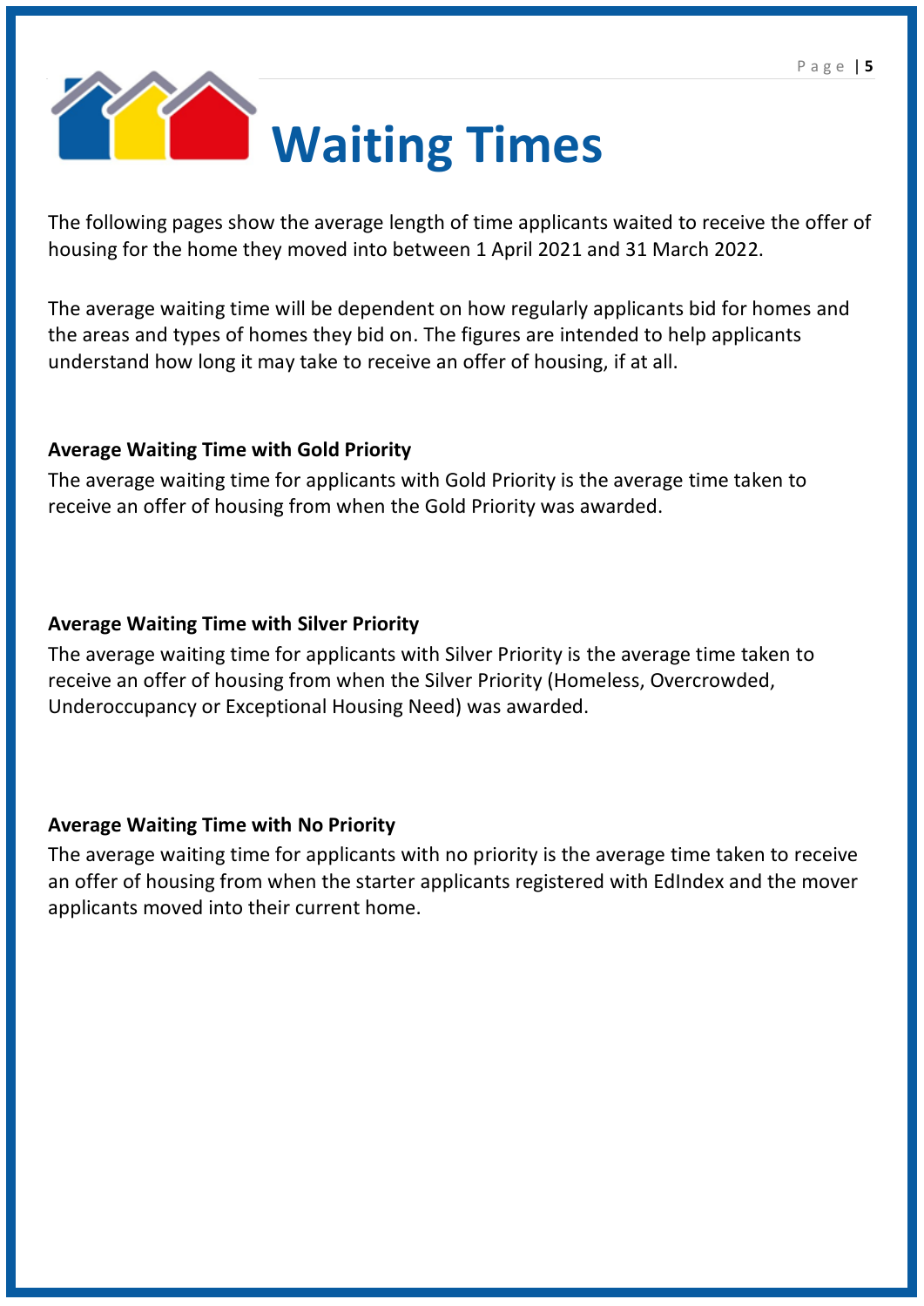# Waiting Times

The following pages show the average length of time applicants waited to receive the offer of housing for the home they moved into between 1 April 2021 and 31 March 2022.

The average waiting time will be dependent on how regularly applicants bid for homes and the areas and types of homes they bid on. The figures are intended to help applicants understand how long it may take to receive an offer of housing, if at all.

**Average Waiting Time with Gold Priority**

The average waiting time for applicants with Gold Priority is the average time taken to receive an offer of housing from when the Gold Priority was awarded.

**Average Waiting Time with Silver Priority**

The average waiting time for applicants with Silver Priority is the average time taken to receive an offer of housing from when the Silver Priority (Homeless, Overcrowded, Underoccupancy or Exceptional Housing Need) was awarded.

**Average Waiting Time with No Priority**

The average waiting time for applicants with no priority is the average time taken to receive an offer of housing from when the starter applicants registered with EdIndex and the mover applicants moved into their current home.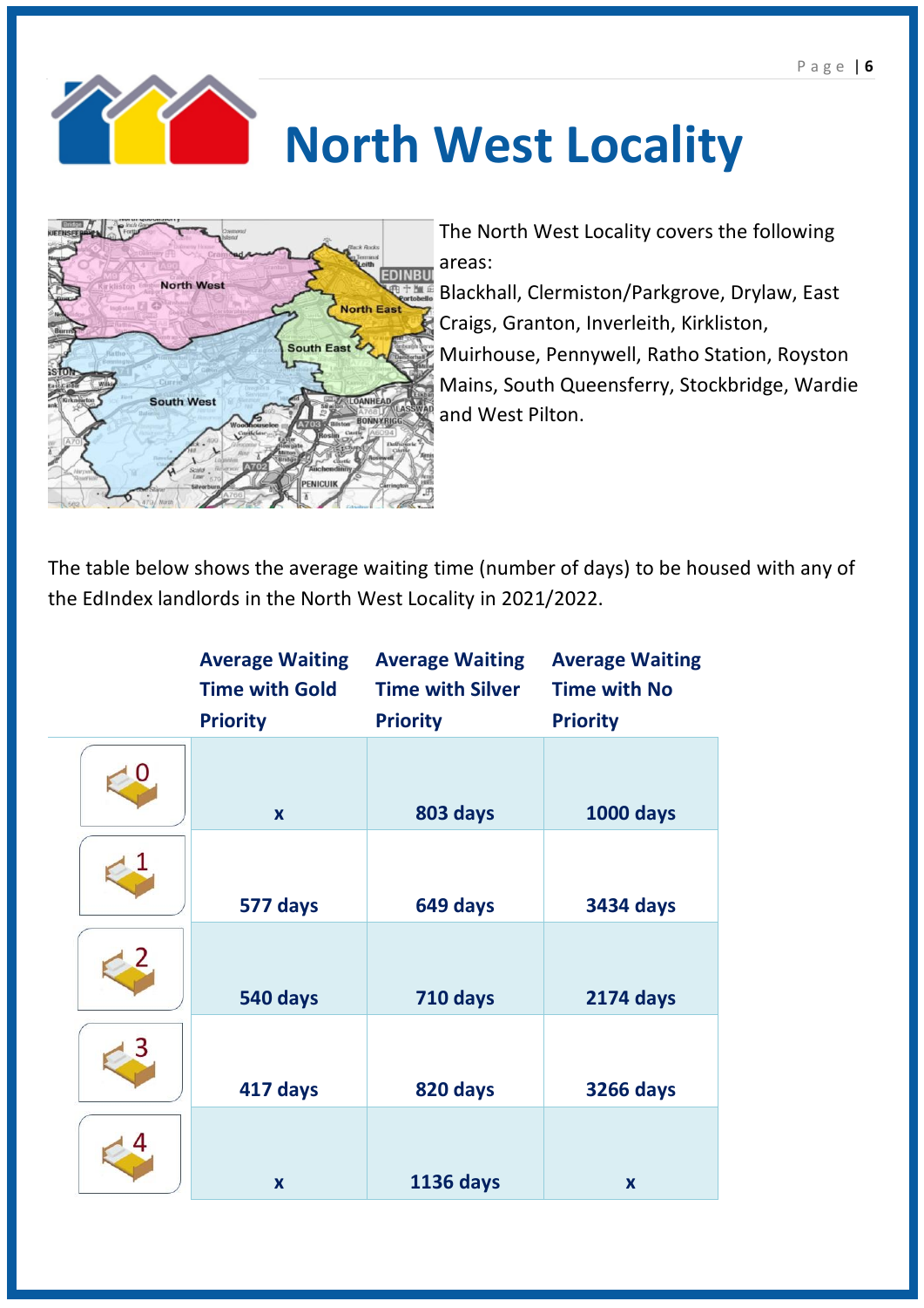# North West Locality

The North West Locality covers the following areas:

Blackhall, Clermiston/Parkgrove, Drylaw, East Craigs, Granton, Inverleith, Kirkliston, Muirhouse, Pennywell, Ratho Station, Royston Mains, South Queensferry, Stockbridge, Wardie and West Pilton.

The table below shows the average waiting time (number of days) to be housed with any of the EdIndex landlords in the North West Locality in 2021/2022.

| | Average Waiting Time with Gold Priority | Average Waiting Time with Silver Priority | Average Waiting Time with No Priority |
|---|---|---|---|
| 0 | x | 803 days | 1000 days |
| 1 | 577 days | 649 days | 3434 days |
| 2 | 540 days | 710 days | 2174 days |
| 3 | 417 days | 820 days | 3266 days |
| 4 | x | 1136 days | x |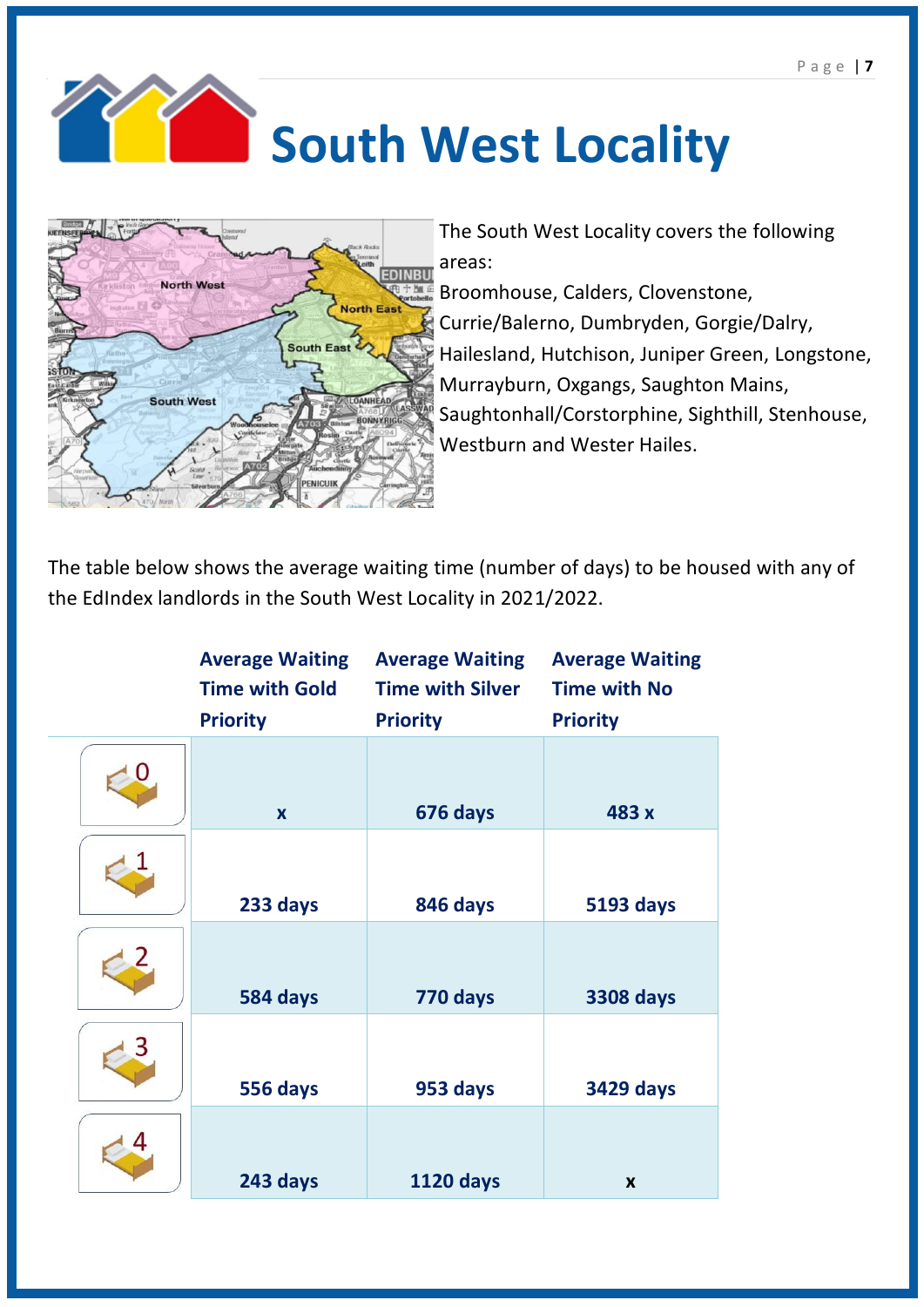# South West Locality

The South West Locality covers the following areas:

Broomhouse, Calders, Clovenstone, Currie/Balerno, Dumbryden, Gorgie/Dalry, Hailesland, Hutchison, Juniper Green, Longstone, Murrayburn, Oxgangs, Saughton Mains, Saughtonhall/Corstorphine, Sighthill, Stenhouse, Westburn and Wester Hailes.

The table below shows the average waiting time (number of days) to be housed with any of the EdIndex landlords in the South West Locality in 2021/2022.

| | Average Waiting Time with Gold Priority | Average Waiting Time with Silver Priority | Average Waiting Time with No Priority |
|---|---|---|---|
| 0 | x | 676 days | 483 x |
| 1 | 233 days | 846 days | 5193 days |
| 2 | 584 days | 770 days | 3308 days |
| 3 | 556 days | 953 days | 3429 days |
| 4 | 243 days | 1120 days | x |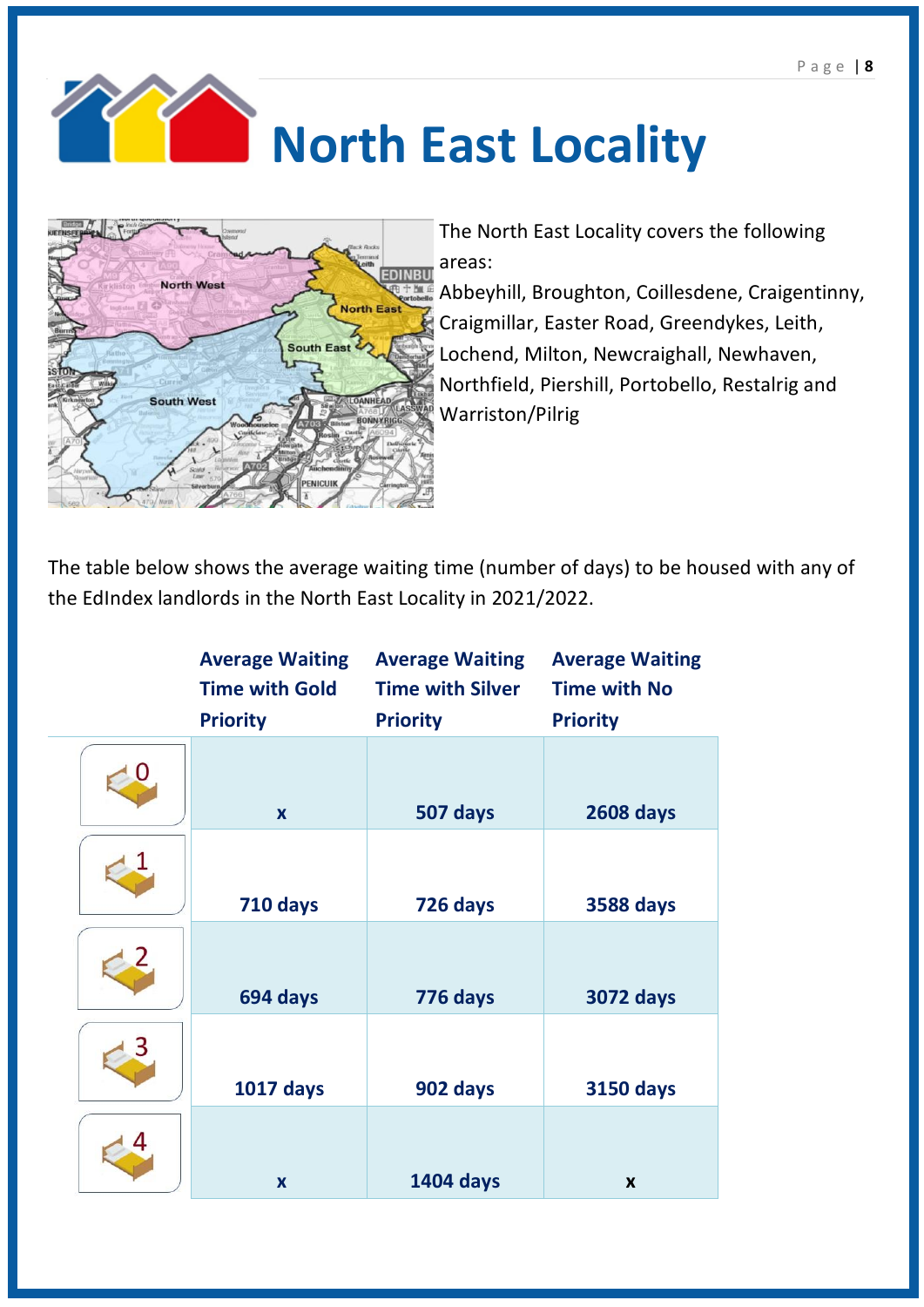# North East Locality

The North East Locality covers the following areas:

Abbeyhill, Broughton, Coillesdene, Craigentinny, Craigmillar, Easter Road, Greendykes, Leith, Lochend, Milton, Newcraighall, Newhaven, Northfield, Piershill, Portobello, Restalrig and Warriston/Pilrig

The table below shows the average waiting time (number of days) to be housed with any of the EdIndex landlords in the North East Locality in 2021/2022.

| | Average Waiting Time with Gold Priority | Average Waiting Time with Silver Priority | Average Waiting Time with No Priority |
|---|---|---|---|
| 0 | x | 507 days | 2608 days |
| 1 | 710 days | 726 days | 3588 days |
| 2 | 694 days | 776 days | 3072 days |
| 3 | 1017 days | 902 days | 3150 days |
| 4 | x | 1404 days | x |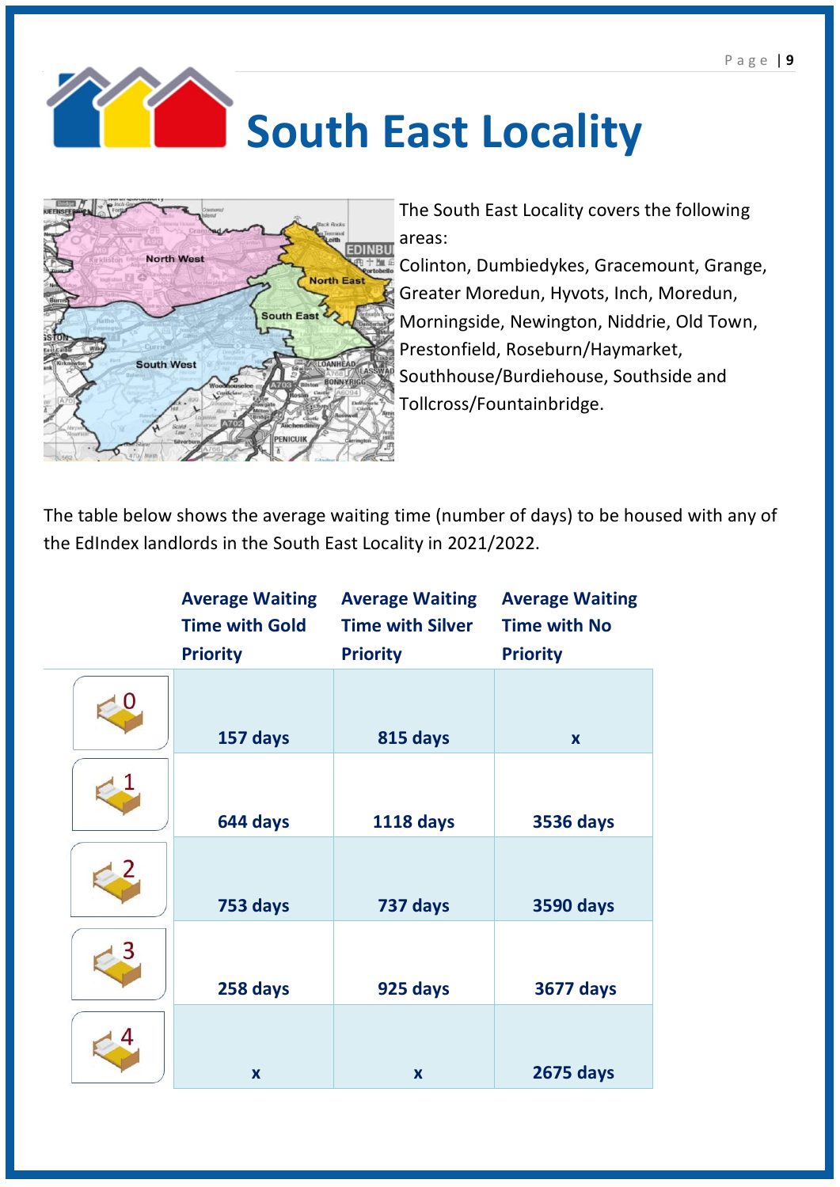# South East Locality

The South East Locality covers the following areas:

Colinton, Dumbiedykes, Gracemount, Grange, Greater Moredun, Hyvots, Inch, Moredun, Morningside, Newington, Niddrie, Old Town, Prestonfield, Roseburn/Haymarket, Southhouse/Burdiehouse, Southside and Tollcross/Fountainbridge.

The table below shows the average waiting time (number of days) to be housed with any of the EdIndex landlords in the South East Locality in 2021/2022.

| | Average Waiting Time with Gold Priority | Average Waiting Time with Silver Priority | Average Waiting Time with No Priority |
|---|---|---|---|
| 0 | 157 days | 815 days | x |
| 1 | 644 days | 1118 days | 3536 days |
| 2 | 753 days | 737 days | 3590 days |
| 3 | 258 days | 925 days | 3677 days |
| 4 | x | x | 2675 days |